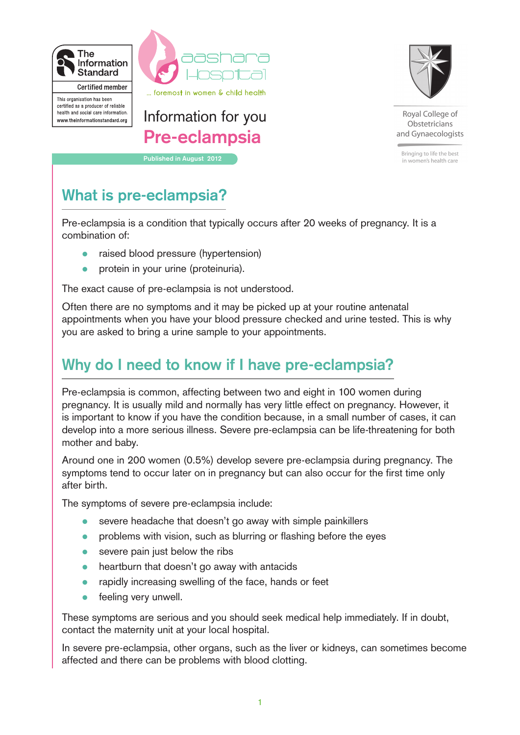The Information Standard

Certified member

This organisation has been certified as a producer of reliable health and social care information. www.theinformationstandard.org

aashara Hospital

... foremost in women & child health

Royal College of Obstetricians and Gynaecologists

Bringing to life the best in women's health care

Information for you

# Pre-eclampsia

Published in August 2012

## What is pre-eclampsia?

Pre-eclampsia is a condition that typically occurs after 20 weeks of pregnancy. It is a combination of:

- raised blood pressure (hypertension)
- protein in your urine (proteinuria).

The exact cause of pre-eclampsia is not understood.

Often there are no symptoms and it may be picked up at your routine antenatal appointments when you have your blood pressure checked and urine tested. This is why you are asked to bring a urine sample to your appointments.

## Why do I need to know if I have pre-eclampsia?

Pre-eclampsia is common, affecting between two and eight in 100 women during pregnancy. It is usually mild and normally has very little effect on pregnancy. However, it is important to know if you have the condition because, in a small number of cases, it can develop into a more serious illness. Severe pre-eclampsia can be life-threatening for both mother and baby.

Around one in 200 women (0.5%) develop severe pre-eclampsia during pregnancy. The symptoms tend to occur later on in pregnancy but can also occur for the first time only after birth.

The symptoms of severe pre-eclampsia include:

- severe headache that doesn't go away with simple painkillers
- problems with vision, such as blurring or flashing before the eyes
- severe pain just below the ribs
- heartburn that doesn't go away with antacids
- rapidly increasing swelling of the face, hands or feet
- feeling very unwell.

These symptoms are serious and you should seek medical help immediately. If in doubt, contact the maternity unit at your local hospital.

In severe pre-eclampsia, other organs, such as the liver or kidneys, can sometimes become affected and there can be problems with blood clotting.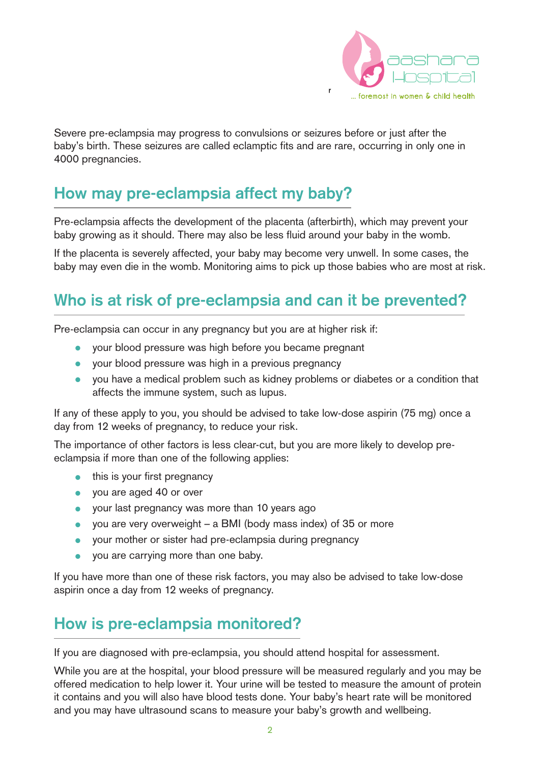Severe pre-eclampsia may progress to convulsions or seizures before or just after the baby's birth. These seizures are called eclamptic fits and are rare, occurring in only one in 4000 pregnancies.

## How may pre-eclampsia affect my baby?

Pre-eclampsia affects the development of the placenta (afterbirth), which may prevent your baby growing as it should. There may also be less fluid around your baby in the womb.

If the placenta is severely affected, your baby may become very unwell. In some cases, the baby may even die in the womb. Monitoring aims to pick up those babies who are most at risk.

## Who is at risk of pre-eclampsia and can it be prevented?

Pre-eclampsia can occur in any pregnancy but you are at higher risk if:

- your blood pressure was high before you became pregnant
- your blood pressure was high in a previous pregnancy
- you have a medical problem such as kidney problems or diabetes or a condition that affects the immune system, such as lupus.

If any of these apply to you, you should be advised to take low-dose aspirin (75 mg) once a day from 12 weeks of pregnancy, to reduce your risk.

The importance of other factors is less clear-cut, but you are more likely to develop pre-eclampsia if more than one of the following applies:

- this is your first pregnancy
- you are aged 40 or over
- your last pregnancy was more than 10 years ago
- you are very overweight – a BMI (body mass index) of 35 or more
- your mother or sister had pre-eclampsia during pregnancy
- you are carrying more than one baby.

If you have more than one of these risk factors, you may also be advised to take low-dose aspirin once a day from 12 weeks of pregnancy.

## How is pre-eclampsia monitored?

If you are diagnosed with pre-eclampsia, you should attend hospital for assessment.

While you are at the hospital, your blood pressure will be measured regularly and you may be offered medication to help lower it. Your urine will be tested to measure the amount of protein it contains and you will also have blood tests done. Your baby's heart rate will be monitored and you may have ultrasound scans to measure your baby's growth and wellbeing.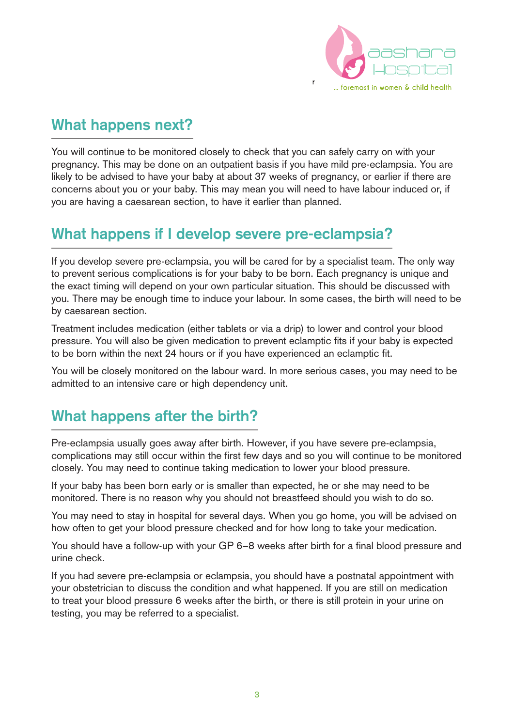## What happens next?

You will continue to be monitored closely to check that you can safely carry on with your pregnancy. This may be done on an outpatient basis if you have mild pre-eclampsia. You are likely to be advised to have your baby at about 37 weeks of pregnancy, or earlier if there are concerns about you or your baby. This may mean you will need to have labour induced or, if you are having a caesarean section, to have it earlier than planned.

## What happens if I develop severe pre-eclampsia?

If you develop severe pre-eclampsia, you will be cared for by a specialist team. The only way to prevent serious complications is for your baby to be born. Each pregnancy is unique and the exact timing will depend on your own particular situation. This should be discussed with you. There may be enough time to induce your labour. In some cases, the birth will need to be by caesarean section.

Treatment includes medication (either tablets or via a drip) to lower and control your blood pressure. You will also be given medication to prevent eclamptic fits if your baby is expected to be born within the next 24 hours or if you have experienced an eclamptic fit.

You will be closely monitored on the labour ward. In more serious cases, you may need to be admitted to an intensive care or high dependency unit.

## What happens after the birth?

Pre-eclampsia usually goes away after birth. However, if you have severe pre-eclampsia, complications may still occur within the first few days and so you will continue to be monitored closely. You may need to continue taking medication to lower your blood pressure.

If your baby has been born early or is smaller than expected, he or she may need to be monitored. There is no reason why you should not breastfeed should you wish to do so.

You may need to stay in hospital for several days. When you go home, you will be advised on how often to get your blood pressure checked and for how long to take your medication.

You should have a follow-up with your GP 6–8 weeks after birth for a final blood pressure and urine check.

If you had severe pre-eclampsia or eclampsia, you should have a postnatal appointment with your obstetrician to discuss the condition and what happened. If you are still on medication to treat your blood pressure 6 weeks after the birth, or there is still protein in your urine on testing, you may be referred to a specialist.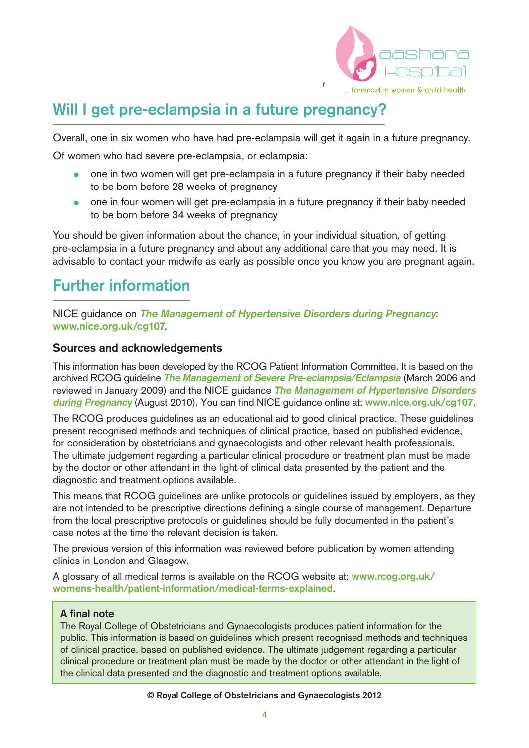## Will I get pre-eclampsia in a future pregnancy?

Overall, one in six women who have had pre-eclampsia will get it again in a future pregnancy.

Of women who had severe pre-eclampsia, or eclampsia:

- one in two women will get pre-eclampsia in a future pregnancy if their baby needed to be born before 28 weeks of pregnancy
- one in four women will get pre-eclampsia in a future pregnancy if their baby needed to be born before 34 weeks of pregnancy

You should be given information about the chance, in your individual situation, of getting pre-eclampsia in a future pregnancy and about any additional care that you may need. It is advisable to contact your midwife as early as possible once you know you are pregnant again.

## Further information

NICE guidance on ***The Management of Hypertensive Disorders during Pregnancy***: **www.nice.org.uk/cg107**.

### Sources and acknowledgements

This information has been developed by the RCOG Patient Information Committee. It is based on the archived RCOG guideline ***The Management of Severe Pre-eclampsia/Eclampsia*** (March 2006 and reviewed in January 2009) and the NICE guidance ***The Management of Hypertensive Disorders during Pregnancy*** (August 2010). You can find NICE guidance online at: **www.nice.org.uk/cg107**.

The RCOG produces guidelines as an educational aid to good clinical practice. These guidelines present recognised methods and techniques of clinical practice, based on published evidence, for consideration by obstetricians and gynaecologists and other relevant health professionals. The ultimate judgement regarding a particular clinical procedure or treatment plan must be made by the doctor or other attendant in the light of clinical data presented by the patient and the diagnostic and treatment options available.

This means that RCOG guidelines are unlike protocols or guidelines issued by employers, as they are not intended to be prescriptive directions defining a single course of management. Departure from the local prescriptive protocols or guidelines should be fully documented in the patient's case notes at the time the relevant decision is taken.

The previous version of this information was reviewed before publication by women attending clinics in London and Glasgow.

A glossary of all medical terms is available on the RCOG website at: **www.rcog.org.uk/womens-health/patient-information/medical-terms-explained**.

### A final note

The Royal College of Obstetricians and Gynaecologists produces patient information for the public. This information is based on guidelines which present recognised methods and techniques of clinical practice, based on published evidence. The ultimate judgement regarding a particular clinical procedure or treatment plan must be made by the doctor or other attendant in the light of the clinical data presented and the diagnostic and treatment options available.

**© Royal College of Obstetricians and Gynaecologists 2012**